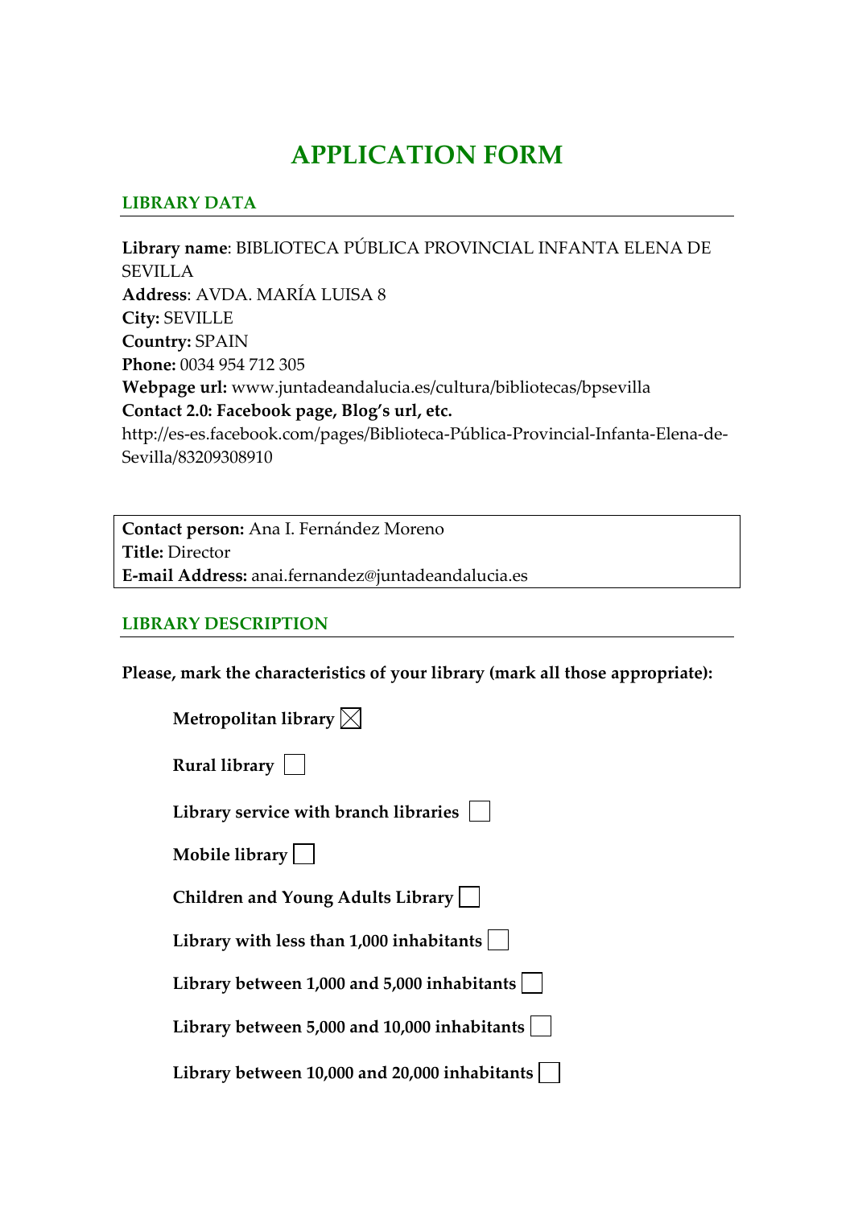# APPLICATION FORM

## LIBRARY DATA

**Library name**: BIBLIOTECA PÚBLICA PROVINCIAL INFANTA ELENA DE SEVILLA
**Address**: AVDA. MARÍA LUISA 8
**City:** SEVILLE
**Country:** SPAIN
**Phone:** 0034 954 712 305
**Webpage url:** www.juntadeandalucia.es/cultura/bibliotecas/bpsevilla
**Contact 2.0: Facebook page, Blog's url, etc.**
http://es-es.facebook.com/pages/Biblioteca-Pública-Provincial-Infanta-Elena-de-Sevilla/83209308910

**Contact person:** Ana I. Fernández Moreno
**Title:** Director
**E-mail Address:** anai.fernandez@juntadeandalucia.es

## LIBRARY DESCRIPTION

**Please, mark the characteristics of your library (mark all those appropriate):**

- **Metropolitan library** ☒
- **Rural library** ☐
- **Library service with branch libraries** ☐
- **Mobile library** ☐
- **Children and Young Adults Library** ☐
- **Library with less than 1,000 inhabitants** ☐
- **Library between 1,000 and 5,000 inhabitants** ☐
- **Library between 5,000 and 10,000 inhabitants** ☐
- **Library between 10,000 and 20,000 inhabitants** ☐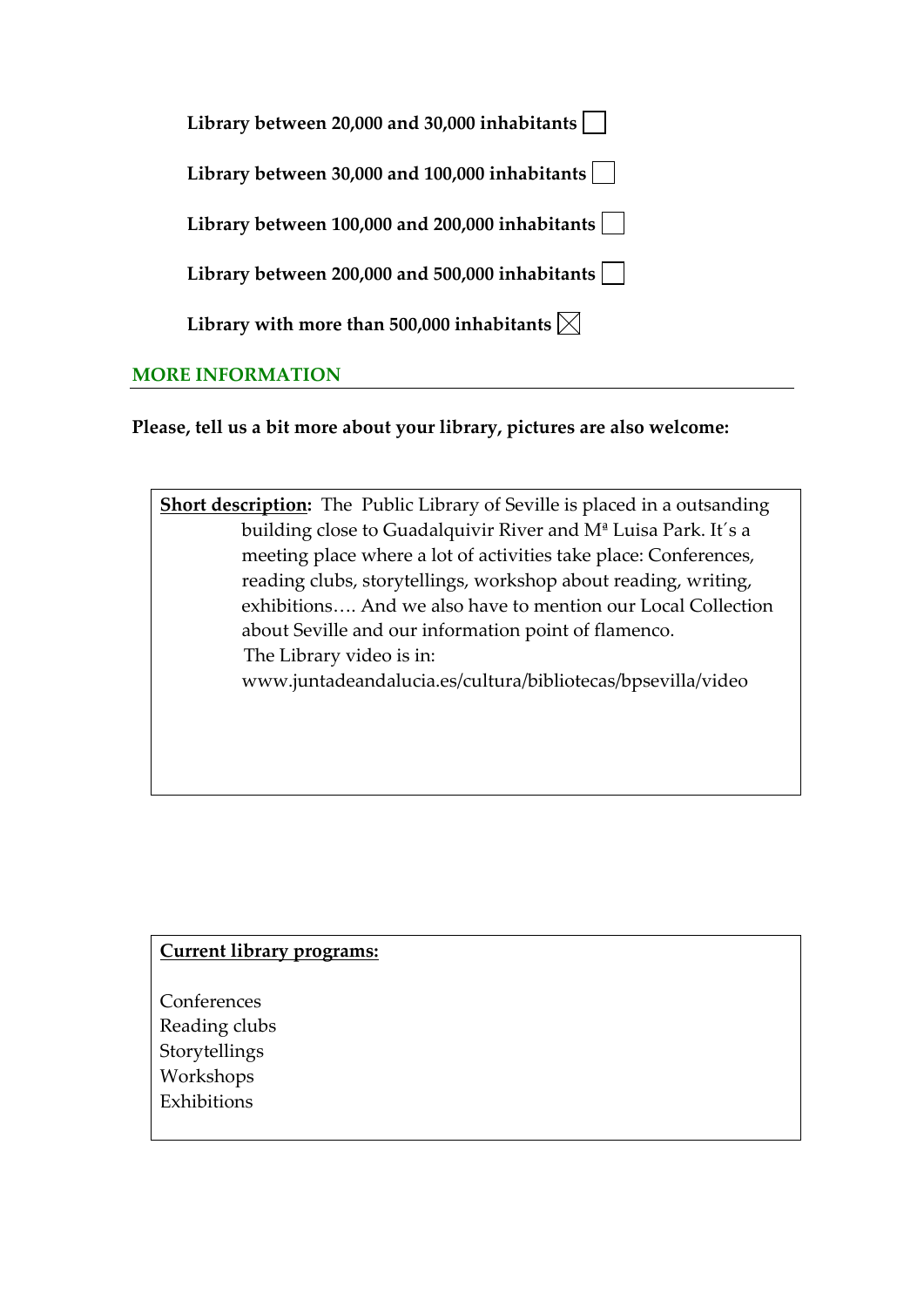**Library between 20,000 and 30,000 inhabitants** ☐

**Library between 30,000 and 100,000 inhabitants** ☐

**Library between 100,000 and 200,000 inhabitants** ☐

**Library between 200,000 and 500,000 inhabitants** ☐

**Library with more than 500,000 inhabitants** ☒

## MORE INFORMATION

**Please, tell us a bit more about your library, pictures are also welcome:**

**Short description:** The Public Library of Seville is placed in a outsanding building close to Guadalquivir River and Mª Luisa Park. It´s a meeting place where a lot of activities take place: Conferences, reading clubs, storytellings, workshop about reading, writing, exhibitions…. And we also have to mention our Local Collection about Seville and our information point of flamenco.
The Library video is in:
www.juntadeandalucia.es/cultura/bibliotecas/bpsevilla/video

**Current library programs:**

Conferences
Reading clubs
Storytellings
Workshops
Exhibitions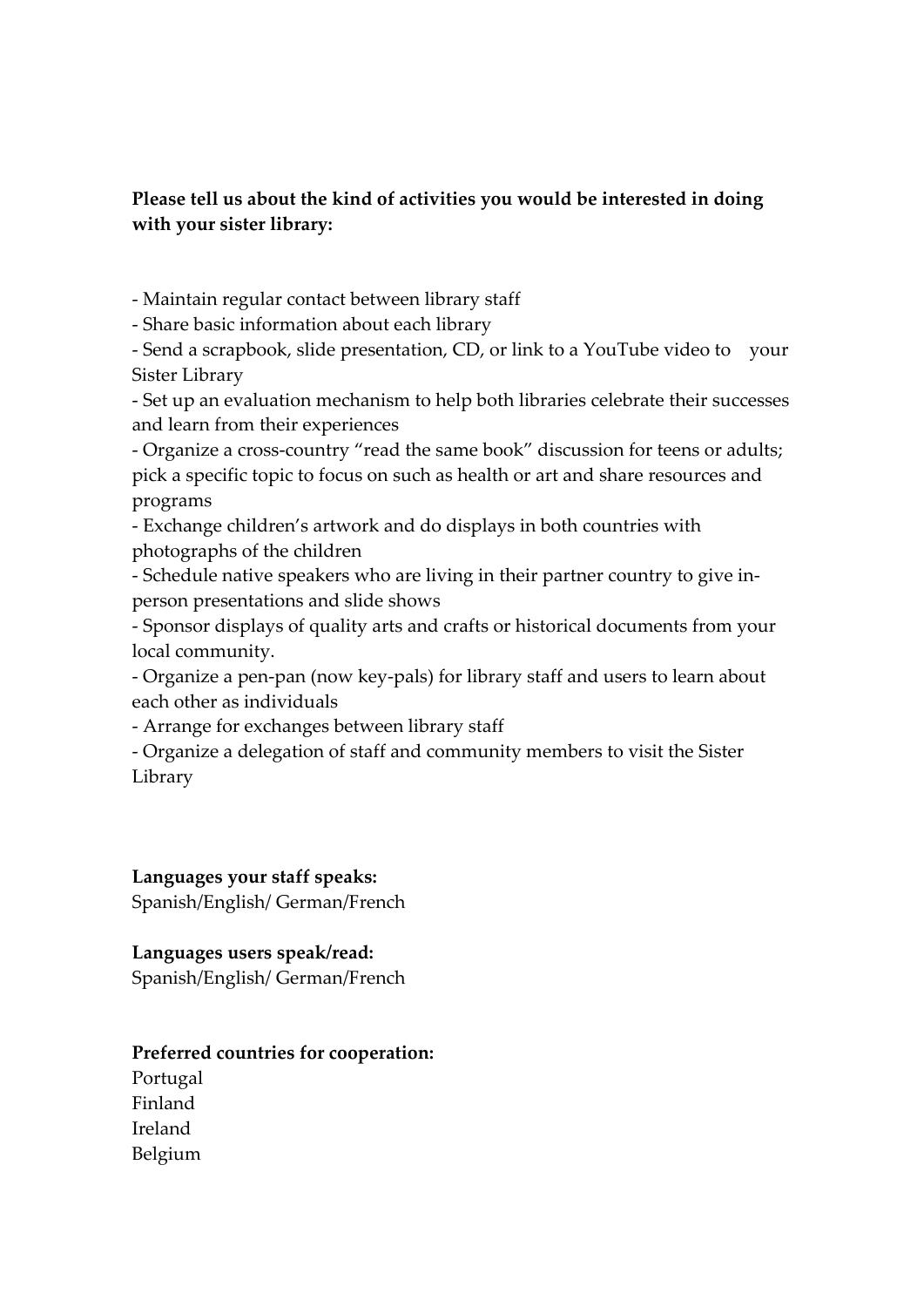**Please tell us about the kind of activities you would be interested in doing with your sister library:**

- Maintain regular contact between library staff
- Share basic information about each library
- Send a scrapbook, slide presentation, CD, or link to a YouTube video to your Sister Library
- Set up an evaluation mechanism to help both libraries celebrate their successes and learn from their experiences
- Organize a cross-country "read the same book" discussion for teens or adults; pick a specific topic to focus on such as health or art and share resources and programs
- Exchange children's artwork and do displays in both countries with photographs of the children
- Schedule native speakers who are living in their partner country to give in-person presentations and slide shows
- Sponsor displays of quality arts and crafts or historical documents from your local community.
- Organize a pen-pan (now key-pals) for library staff and users to learn about each other as individuals
- Arrange for exchanges between library staff
- Organize a delegation of staff and community members to visit the Sister Library

**Languages your staff speaks:**
Spanish/English/ German/French

**Languages users speak/read:**
Spanish/English/ German/French

**Preferred countries for cooperation:**
Portugal
Finland
Ireland
Belgium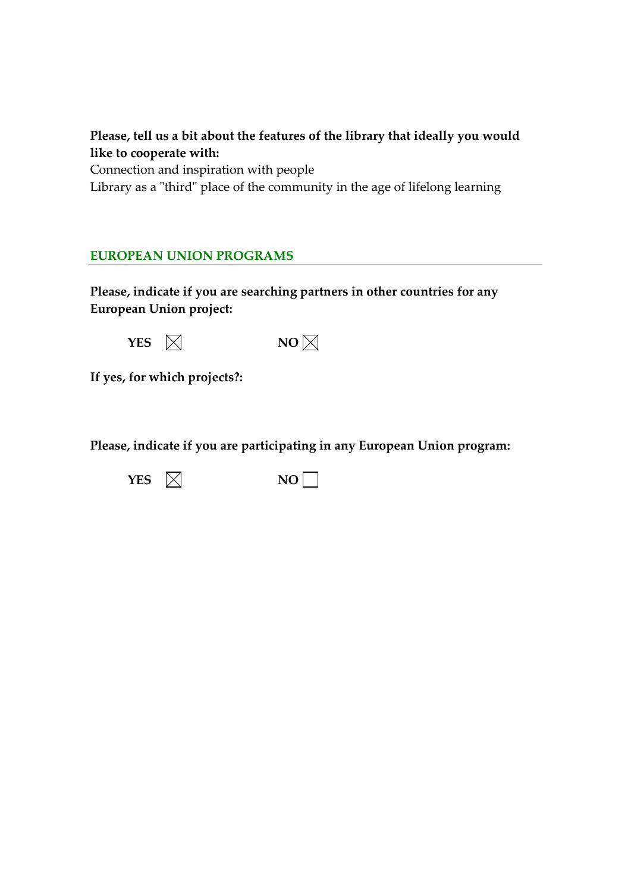**Please, tell us a bit about the features of the library that ideally you would like to cooperate with:**

Connection and inspiration with people

Library as a "third" place of the community in the age of lifelong learning

## EUROPEAN UNION PROGRAMS

**Please, indicate if you are searching partners in other countries for any European Union project:**

**YES** ☒ **NO** ☒

**If yes, for which projects?:**

**Please, indicate if you are participating in any European Union program:**

**YES** ☒ **NO** ☐